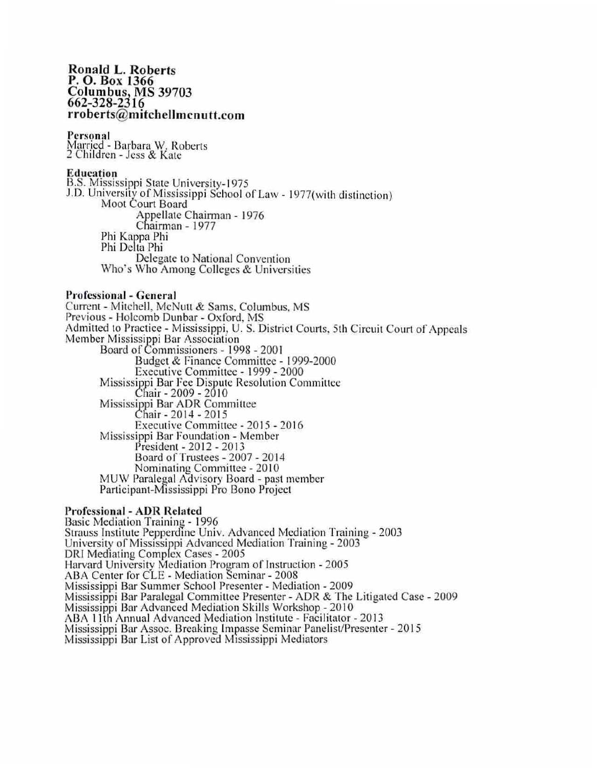**Ronald L. Roberts**
**P. O. Box 1366**
**Columbus, MS 39703**
**662-328-2316**
**rroberts@mitchellmcnutt.com**

**Personal**

Married - Barbara W. Roberts
2 Children - Jess & Kate

**Education**

B.S. Mississippi State University-1975
J.D. University of Mississippi School of Law - 1977(with distinction)

- Moot Court Board
  - Appellate Chairman - 1976
  - Chairman - 1977
- Phi Kappa Phi
- Phi Delta Phi
  - Delegate to National Convention
- Who's Who Among Colleges & Universities

**Professional - General**

Current - Mitchell, McNutt & Sams, Columbus, MS
Previous - Holcomb Dunbar - Oxford, MS
Admitted to Practice - Mississippi, U. S. District Courts, 5th Circuit Court of Appeals
Member Mississippi Bar Association

- Board of Commissioners - 1998 - 2001
  - Budget & Finance Committee - 1999-2000
  - Executive Committee - 1999 - 2000
- Mississippi Bar Fee Dispute Resolution Committee
  - Chair - 2009 - 2010
- Mississippi Bar ADR Committee
  - Chair - 2014 - 2015
  - Executive Committee - 2015 - 2016
- Mississippi Bar Foundation - Member
  - President - 2012 - 2013
  - Board of Trustees - 2007 - 2014
  - Nominating Committee - 2010
- MUW Paralegal Advisory Board - past member
- Participant-Mississippi Pro Bono Project

**Professional - ADR Related**

Basic Mediation Training - 1996
Strauss Institute Pepperdine Univ. Advanced Mediation Training - 2003
University of Mississippi Advanced Mediation Training - 2003
DRI Mediating Complex Cases - 2005
Harvard University Mediation Program of Instruction - 2005
ABA Center for CLE - Mediation Seminar - 2008
Mississippi Bar Summer School Presenter - Mediation - 2009
Mississippi Bar Paralegal Committee Presenter - ADR & The Litigated Case - 2009
Mississippi Bar Advanced Mediation Skills Workshop - 2010
ABA 11th Annual Advanced Mediation Institute - Facilitator - 2013
Mississippi Bar Assoc. Breaking Impasse Seminar Panelist/Presenter - 2015
Mississippi Bar List of Approved Mississippi Mediators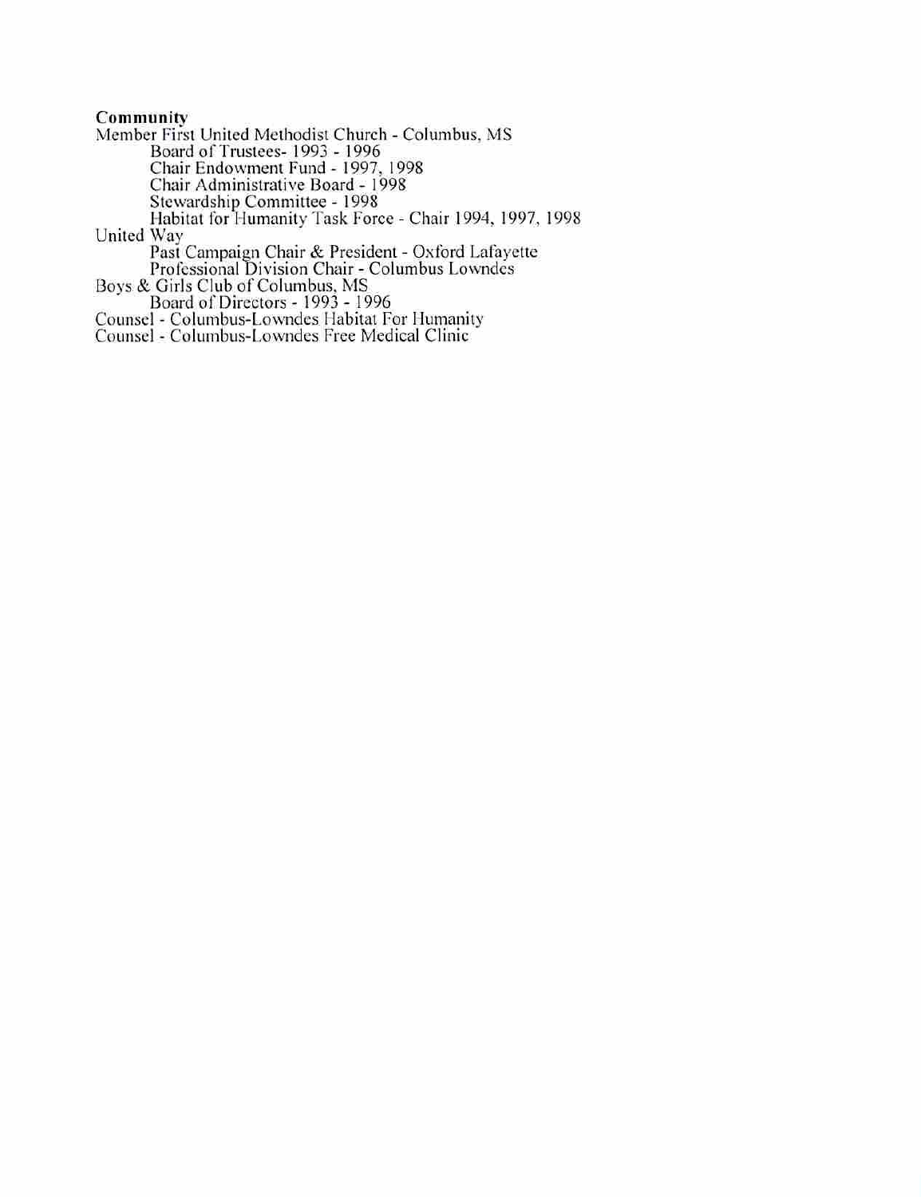**Community**

Member First United Methodist Church - Columbus, MS

- Board of Trustees- 1993 - 1996
- Chair Endowment Fund - 1997, 1998
- Chair Administrative Board - 1998
- Stewardship Committee - 1998
- Habitat for Humanity Task Force - Chair 1994, 1997, 1998

United Way

- Past Campaign Chair & President - Oxford Lafayette
- Professional Division Chair - Columbus Lowndes

Boys & Girls Club of Columbus, MS

- Board of Directors - 1993 - 1996

Counsel - Columbus-Lowndes Habitat For Humanity

Counsel - Columbus-Lowndes Free Medical Clinic